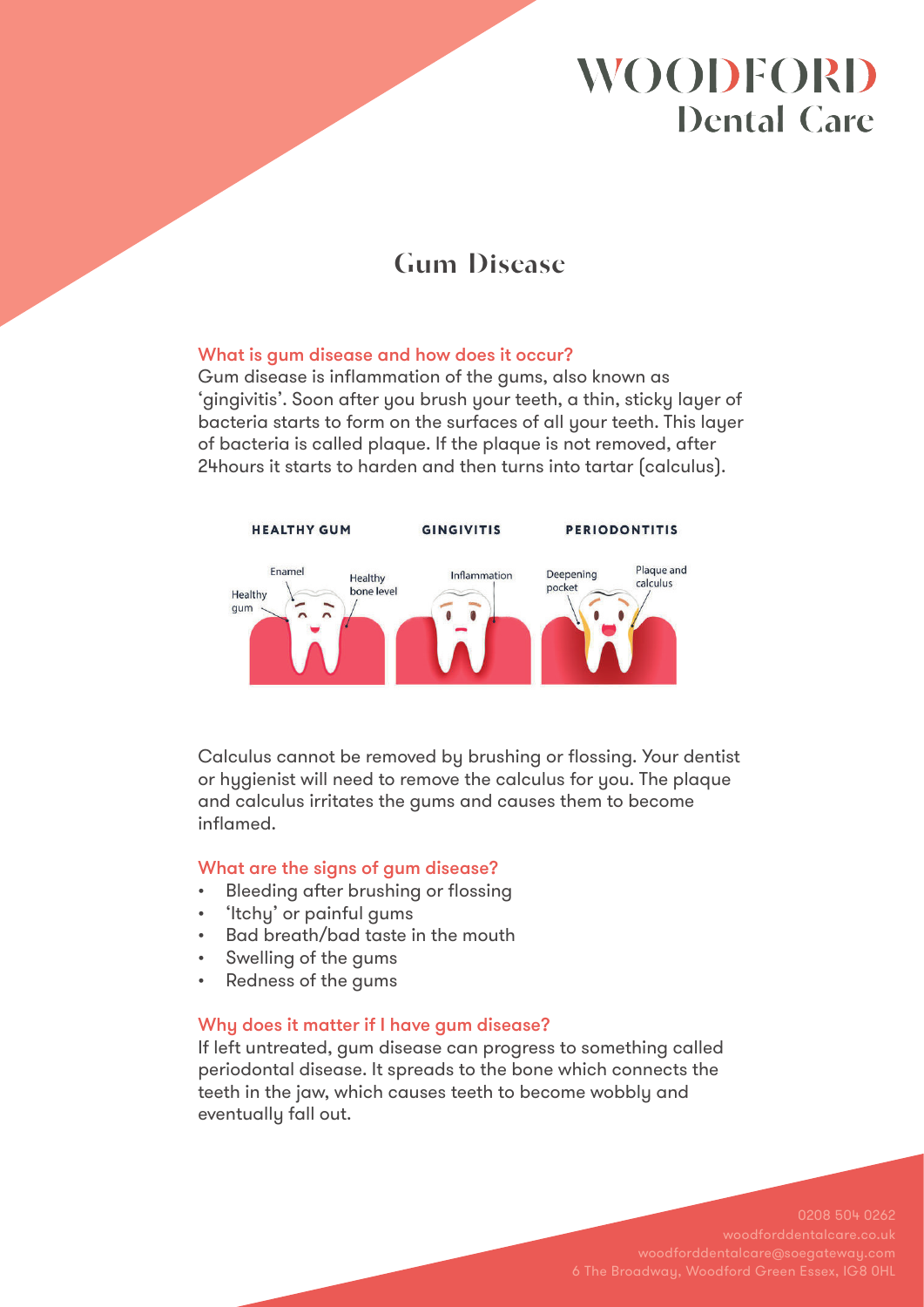# WOODFORD Dental Care

## Gum Disease

### What is gum disease and how does it occur?

Gum disease is inflammation of the gums, also known as 'gingivitis'. Soon after you brush your teeth, a thin, sticky layer of bacteria starts to form on the surfaces of all your teeth. This layer of bacteria is called plaque. If the plaque is not removed, after 24hours it starts to harden and then turns into tartar (calculus).

HEALTHY GUM — GINGIVITIS — PERIODONTITIS

Enamel, Healthy bone level, Healthy gum, Inflammation, Deepening pocket, Plaque and calculus

Calculus cannot be removed by brushing or flossing. Your dentist or hygienist will need to remove the calculus for you. The plaque and calculus irritates the gums and causes them to become inflamed.

### What are the signs of gum disease?

- Bleeding after brushing or flossing
- 'Itchy' or painful gums
- Bad breath/bad taste in the mouth
- Swelling of the gums
- Redness of the gums

### Why does it matter if I have gum disease?

If left untreated, gum disease can progress to something called periodontal disease. It spreads to the bone which connects the teeth in the jaw, which causes teeth to become wobbly and eventually fall out.

0208 504 0262
woodforddentalcare.co.uk
woodforddentalcare@soegateway.com
6 The Broadway, Woodford Green Essex, IG8 0HL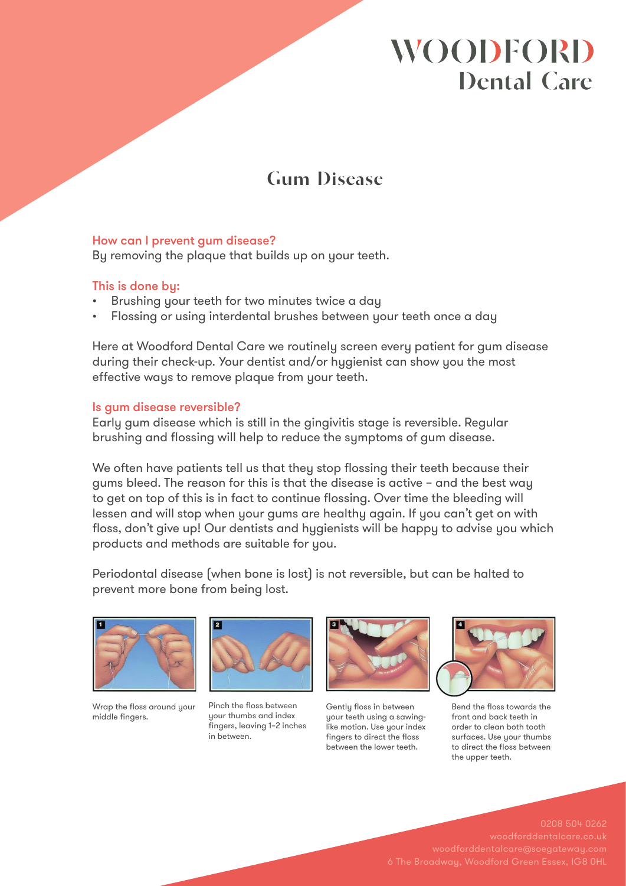# WOODFORD Dental Care

## Gum Disease

### How can I prevent gum disease?

By removing the plaque that builds up on your teeth.

### This is done by:

- Brushing your teeth for two minutes twice a day
- Flossing or using interdental brushes between your teeth once a day

Here at Woodford Dental Care we routinely screen every patient for gum disease during their check-up. Your dentist and/or hygienist can show you the most effective ways to remove plaque from your teeth.

### Is gum disease reversible?

Early gum disease which is still in the gingivitis stage is reversible. Regular brushing and flossing will help to reduce the symptoms of gum disease.

We often have patients tell us that they stop flossing their teeth because their gums bleed. The reason for this is that the disease is active – and the best way to get on top of this is in fact to continue flossing. Over time the bleeding will lessen and will stop when your gums are healthy again. If you can't get on with floss, don't give up! Our dentists and hygienists will be happy to advise you which products and methods are suitable for you.

Periodontal disease (when bone is lost) is not reversible, but can be halted to prevent more bone from being lost.

1. Wrap the floss around your middle fingers.
2. Pinch the floss between your thumbs and index fingers, leaving 1–2 inches in between.
3. Gently floss in between your teeth using a sawing-like motion. Use your index fingers to direct the floss between the lower teeth.
4. Bend the floss towards the front and back teeth in order to clean both tooth surfaces. Use your thumbs to direct the floss between the upper teeth.

0208 504 0262
woodforddentalcare.co.uk
woodforddentalcare@soegateway.com
6 The Broadway, Woodford Green Essex, IG8 0HL